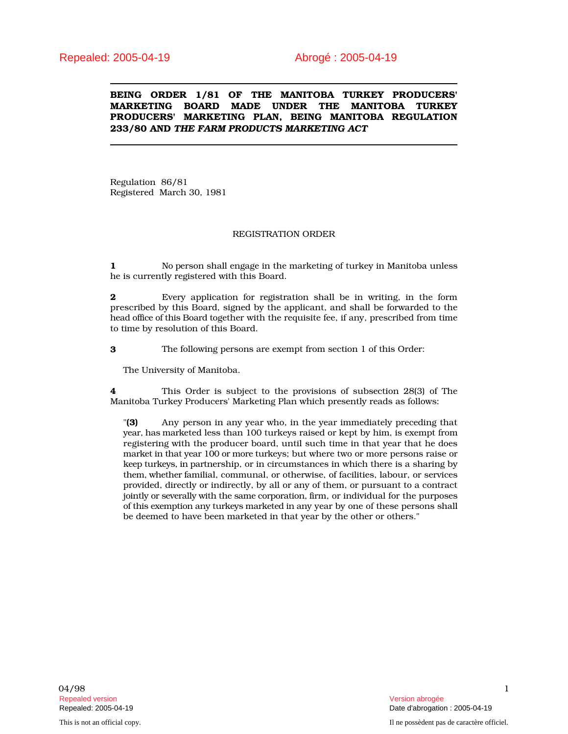Repealed: 2005-04-19 Abrogé : 2005-04-19

**BEING ORDER 1/81 OF THE MANITOBA TURKEY PRODUCERS' MARKETING BOARD MADE UNDER THE MANITOBA TURKEY PRODUCERS' MARKETING PLAN, BEING MANITOBA REGULATION 233/80 AND *THE FARM PRODUCTS MARKETING ACT***

Regulation 86/81
Registered March 30, 1981

REGISTRATION ORDER

**1** No person shall engage in the marketing of turkey in Manitoba unless he is currently registered with this Board.

**2** Every application for registration shall be in writing, in the form prescribed by this Board, signed by the applicant, and shall be forwarded to the head office of this Board together with the requisite fee, if any, prescribed from time to time by resolution of this Board.

**3** The following persons are exempt from section 1 of this Order:

The University of Manitoba.

**4** This Order is subject to the provisions of subsection 28(3) of The Manitoba Turkey Producers' Marketing Plan which presently reads as follows:

"**(3)** Any person in any year who, in the year immediately preceding that year, has marketed less than 100 turkeys raised or kept by him, is exempt from registering with the producer board, until such time in that year that he does market in that year 100 or more turkeys; but where two or more persons raise or keep turkeys, in partnership, or in circumstances in which there is a sharing by them, whether familial, communal, or otherwise, of facilities, labour, or services provided, directly or indirectly, by all or any of them, or pursuant to a contract jointly or severally with the same corporation, firm, or individual for the purposes of this exemption any turkeys marketed in any year by one of these persons shall be deemed to have been marketed in that year by the other or others."

04/98

Repealed version
Repealed: 2005-04-19

Version abrogée
Date d'abrogation : 2005-04-19

This is not an official copy.

Il ne possèdent pas de caractère officiel.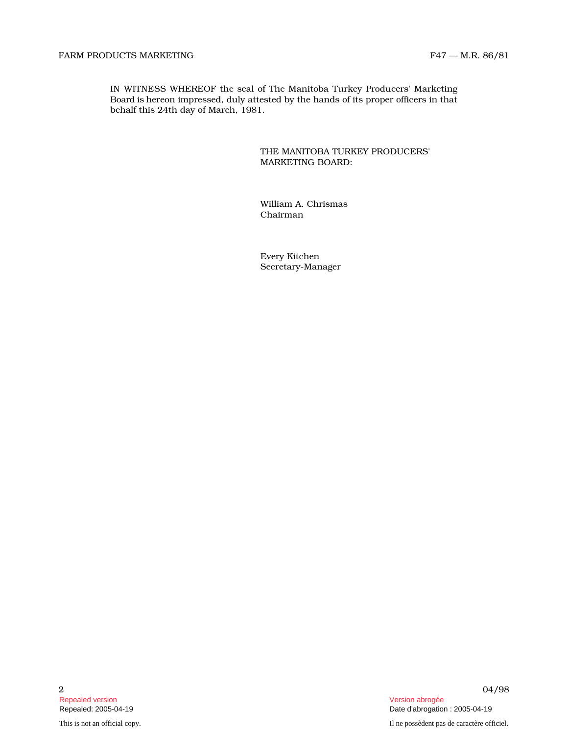IN WITNESS WHEREOF the seal of The Manitoba Turkey Producers' Marketing Board is hereon impressed, duly attested by the hands of its proper officers in that behalf this 24th day of March, 1981.

THE MANITOBA TURKEY PRODUCERS' MARKETING BOARD:

William A. Chrismas
Chairman

Every Kitchen
Secretary-Manager